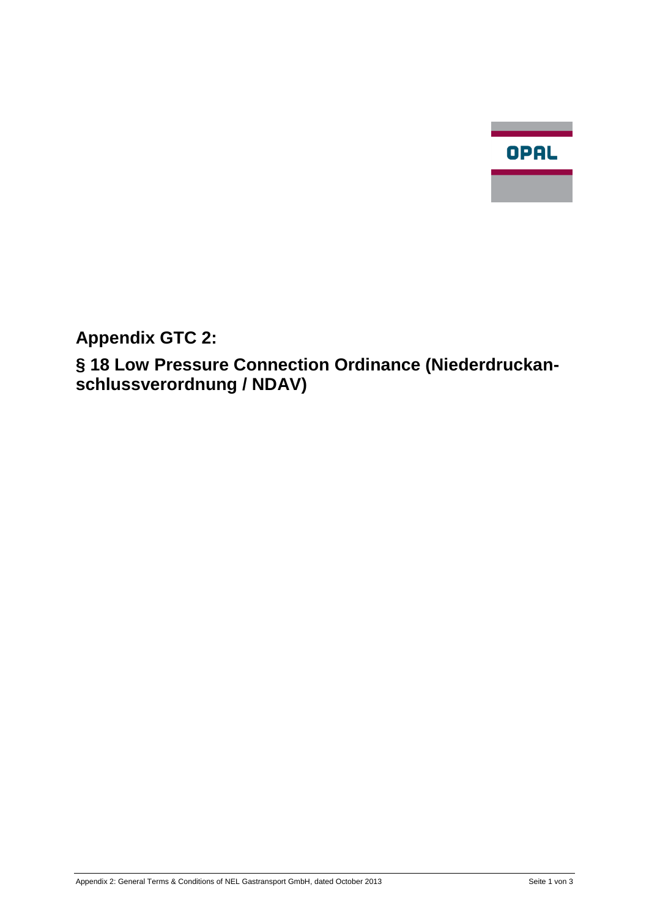OPAL

# Appendix GTC 2:

## § 18 Low Pressure Connection Ordinance (Niederdruckanschlussverordnung / NDAV)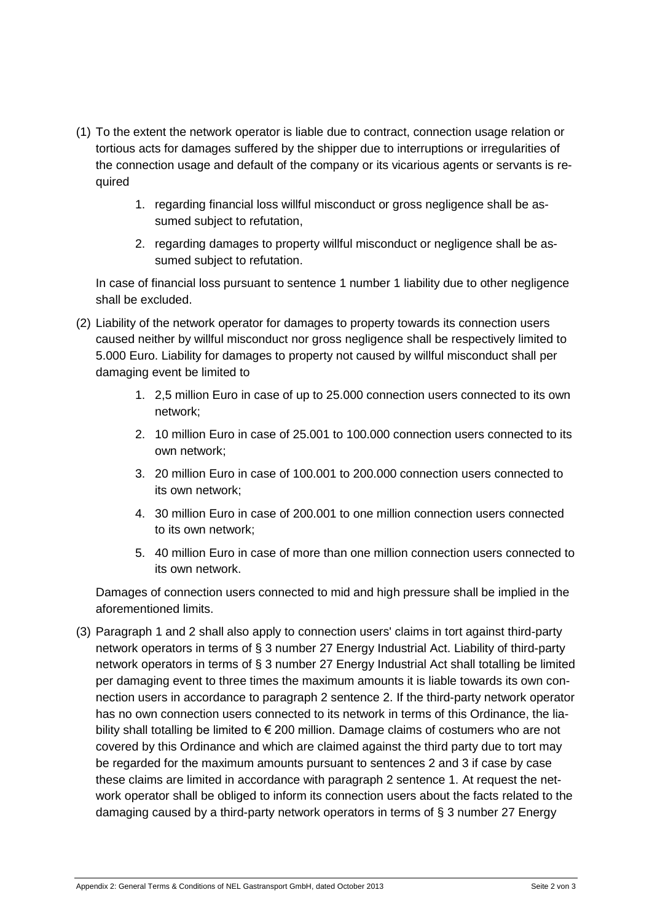(1) To the extent the network operator is liable due to contract, connection usage relation or tortious acts for damages suffered by the shipper due to interruptions or irregularities of the connection usage and default of the company or its vicarious agents or servants is required

1. regarding financial loss willful misconduct or gross negligence shall be assumed subject to refutation,
2. regarding damages to property willful misconduct or negligence shall be assumed subject to refutation.

In case of financial loss pursuant to sentence 1 number 1 liability due to other negligence shall be excluded.

(2) Liability of the network operator for damages to property towards its connection users caused neither by willful misconduct nor gross negligence shall be respectively limited to 5.000 Euro. Liability for damages to property not caused by willful misconduct shall per damaging event be limited to

1. 2,5 million Euro in case of up to 25.000 connection users connected to its own network;
2. 10 million Euro in case of 25.001 to 100.000 connection users connected to its own network;
3. 20 million Euro in case of 100.001 to 200.000 connection users connected to its own network;
4. 30 million Euro in case of 200.001 to one million connection users connected to its own network;
5. 40 million Euro in case of more than one million connection users connected to its own network.

Damages of connection users connected to mid and high pressure shall be implied in the aforementioned limits.

(3) Paragraph 1 and 2 shall also apply to connection users' claims in tort against third-party network operators in terms of § 3 number 27 Energy Industrial Act. Liability of third-party network operators in terms of § 3 number 27 Energy Industrial Act shall totalling be limited per damaging event to three times the maximum amounts it is liable towards its own connection users in accordance to paragraph 2 sentence 2. If the third-party network operator has no own connection users connected to its network in terms of this Ordinance, the liability shall totalling be limited to € 200 million. Damage claims of costumers who are not covered by this Ordinance and which are claimed against the third party due to tort may be regarded for the maximum amounts pursuant to sentences 2 and 3 if case by case these claims are limited in accordance with paragraph 2 sentence 1. At request the network operator shall be obliged to inform its connection users about the facts related to the damaging caused by a third-party network operators in terms of § 3 number 27 Energy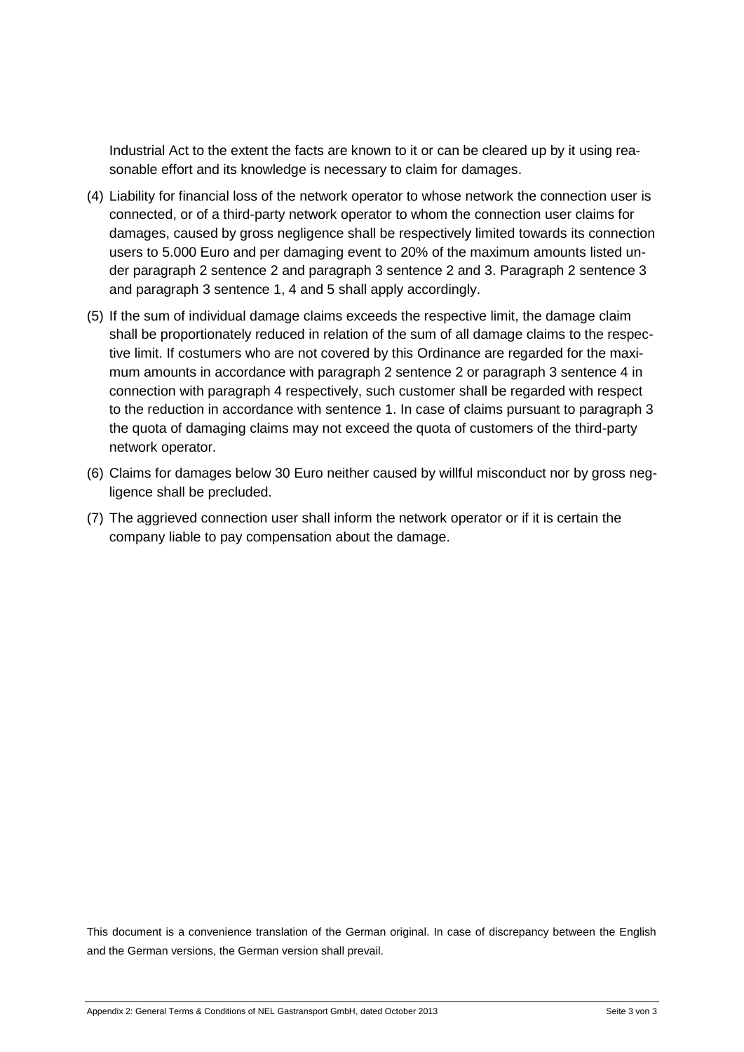Industrial Act to the extent the facts are known to it or can be cleared up by it using reasonable effort and its knowledge is necessary to claim for damages.

(4) Liability for financial loss of the network operator to whose network the connection user is connected, or of a third-party network operator to whom the connection user claims for damages, caused by gross negligence shall be respectively limited towards its connection users to 5.000 Euro and per damaging event to 20% of the maximum amounts listed under paragraph 2 sentence 2 and paragraph 3 sentence 2 and 3. Paragraph 2 sentence 3 and paragraph 3 sentence 1, 4 and 5 shall apply accordingly.

(5) If the sum of individual damage claims exceeds the respective limit, the damage claim shall be proportionately reduced in relation of the sum of all damage claims to the respective limit. If costumers who are not covered by this Ordinance are regarded for the maximum amounts in accordance with paragraph 2 sentence 2 or paragraph 3 sentence 4 in connection with paragraph 4 respectively, such customer shall be regarded with respect to the reduction in accordance with sentence 1. In case of claims pursuant to paragraph 3 the quota of damaging claims may not exceed the quota of customers of the third-party network operator.

(6) Claims for damages below 30 Euro neither caused by willful misconduct nor by gross negligence shall be precluded.

(7) The aggrieved connection user shall inform the network operator or if it is certain the company liable to pay compensation about the damage.

This document is a convenience translation of the German original. In case of discrepancy between the English and the German versions, the German version shall prevail.